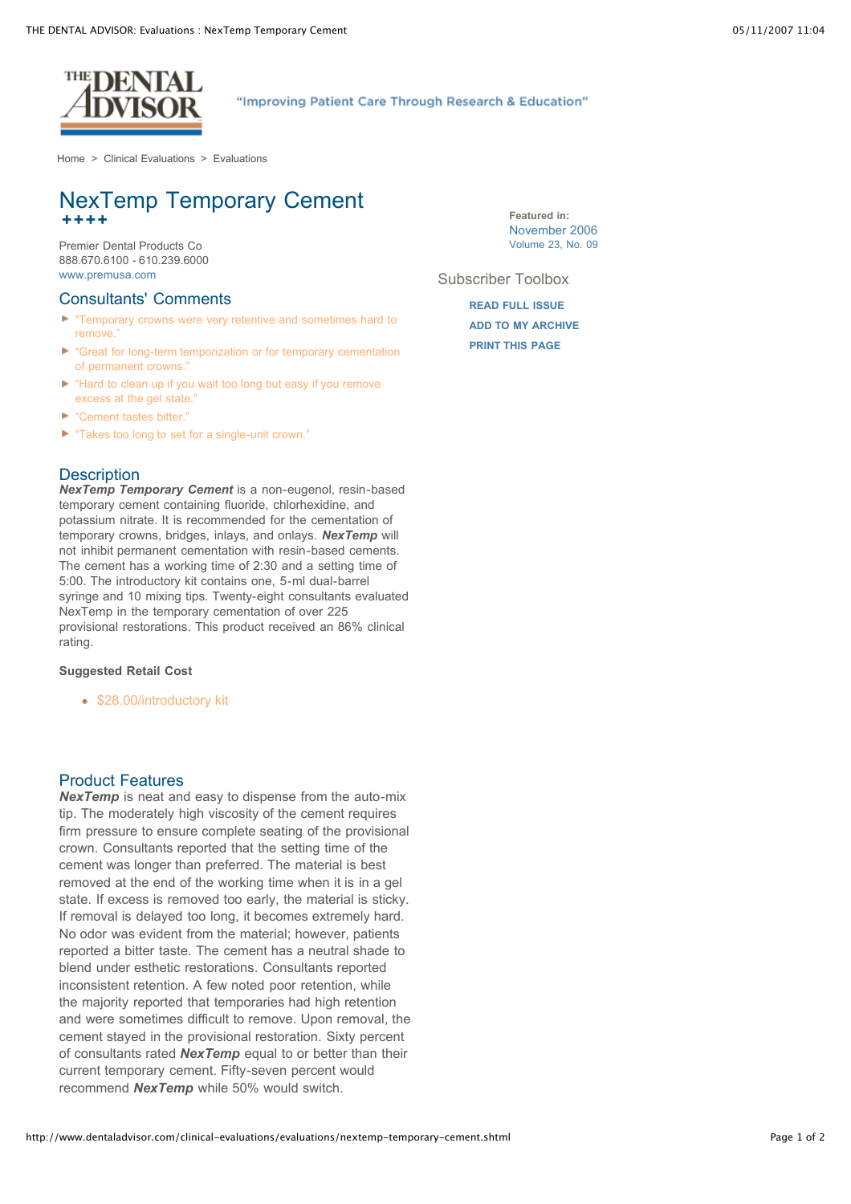THE DENTAL ADVISOR

"Improving Patient Care Through Research & Education"

Home > Clinical Evaluations > Evaluations

# NexTemp Temporary Cement

++++

Premier Dental Products Co
888.670.6100 - 610.239.6000
www.premusa.com

Featured in:
November 2006
Volume 23, No. 09

Subscriber Toolbox

- READ FULL ISSUE
- ADD TO MY ARCHIVE
- PRINT THIS PAGE

## Consultants' Comments

- "Temporary crowns were very retentive and sometimes hard to remove."
- "Great for long-term temporization or for temporary cementation of permanent crowns."
- "Hard to clean up if you wait too long but easy if you remove excess at the gel state."
- "Cement tastes bitter."
- "Takes too long to set for a single-unit crown."

## Description

***NexTemp Temporary Cement*** is a non-eugenol, resin-based temporary cement containing fluoride, chlorhexidine, and potassium nitrate. It is recommended for the cementation of temporary crowns, bridges, inlays, and onlays. ***NexTemp*** will not inhibit permanent cementation with resin-based cements. The cement has a working time of 2:30 and a setting time of 5:00. The introductory kit contains one, 5-ml dual-barrel syringe and 10 mixing tips. Twenty-eight consultants evaluated NexTemp in the temporary cementation of over 225 provisional restorations. This product received an 86% clinical rating.

**Suggested Retail Cost**

- $28.00/introductory kit

## Product Features

***NexTemp*** is neat and easy to dispense from the auto-mix tip. The moderately high viscosity of the cement requires firm pressure to ensure complete seating of the provisional crown. Consultants reported that the setting time of the cement was longer than preferred. The material is best removed at the end of the working time when it is in a gel state. If excess is removed too early, the material is sticky. If removal is delayed too long, it becomes extremely hard. No odor was evident from the material; however, patients reported a bitter taste. The cement has a neutral shade to blend under esthetic restorations. Consultants reported inconsistent retention. A few noted poor retention, while the majority reported that temporaries had high retention and were sometimes difficult to remove. Upon removal, the cement stayed in the provisional restoration. Sixty percent of consultants rated ***NexTemp*** equal to or better than their current temporary cement. Fifty-seven percent would recommend ***NexTemp*** while 50% would switch.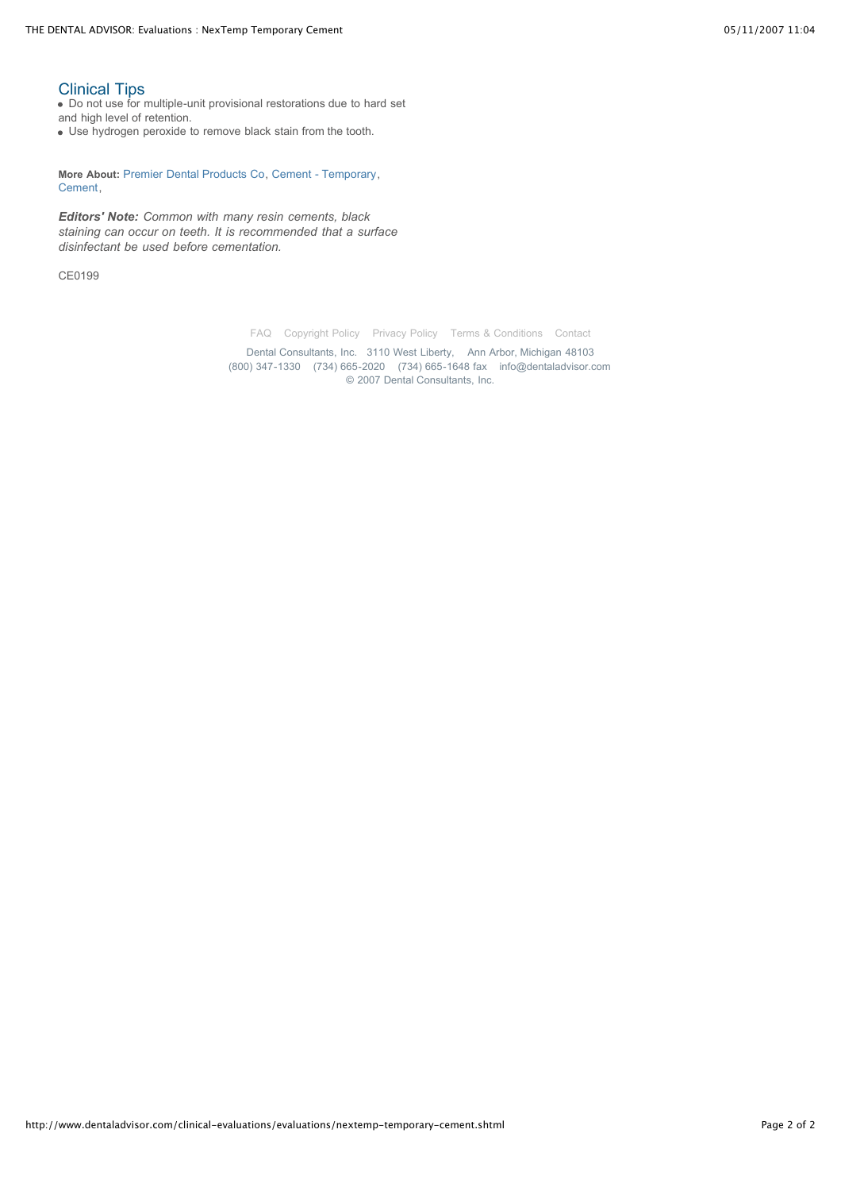## Clinical Tips

- Do not use for multiple-unit provisional restorations due to hard set and high level of retention.
- Use hydrogen peroxide to remove black stain from the tooth.

**More About:** Premier Dental Products Co, Cement - Temporary, Cement,

***Editors' Note:*** *Common with many resin cements, black staining can occur on teeth. It is recommended that a surface disinfectant be used before cementation.*

CE0199

FAQ Copyright Policy Privacy Policy Terms & Conditions Contact

Dental Consultants, Inc. 3110 West Liberty, Ann Arbor, Michigan 48103
(800) 347-1330 (734) 665-2020 (734) 665-1648 fax info@dentaladvisor.com
© 2007 Dental Consultants, Inc.